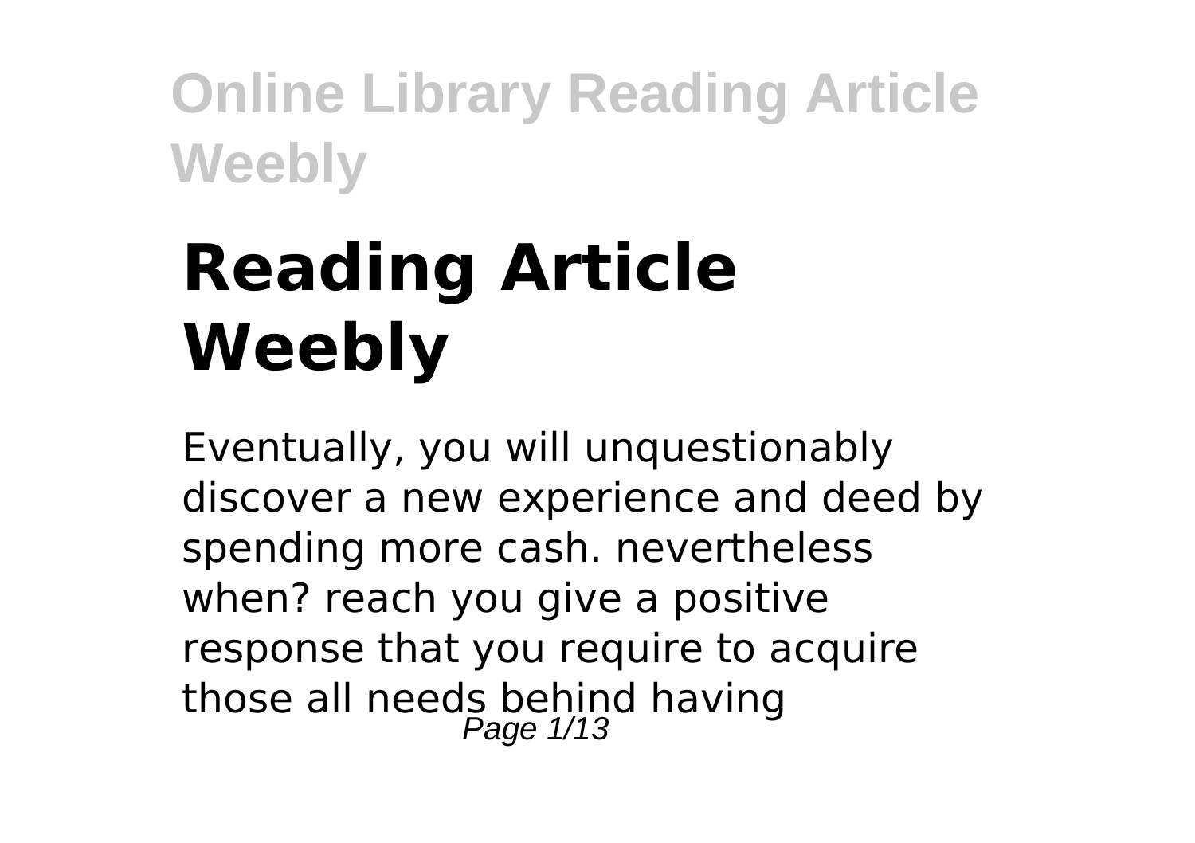# Reading Article Weebly

Eventually, you will unquestionably discover a new experience and deed by spending more cash. nevertheless when? reach you give a positive response that you require to acquire those all needs behind having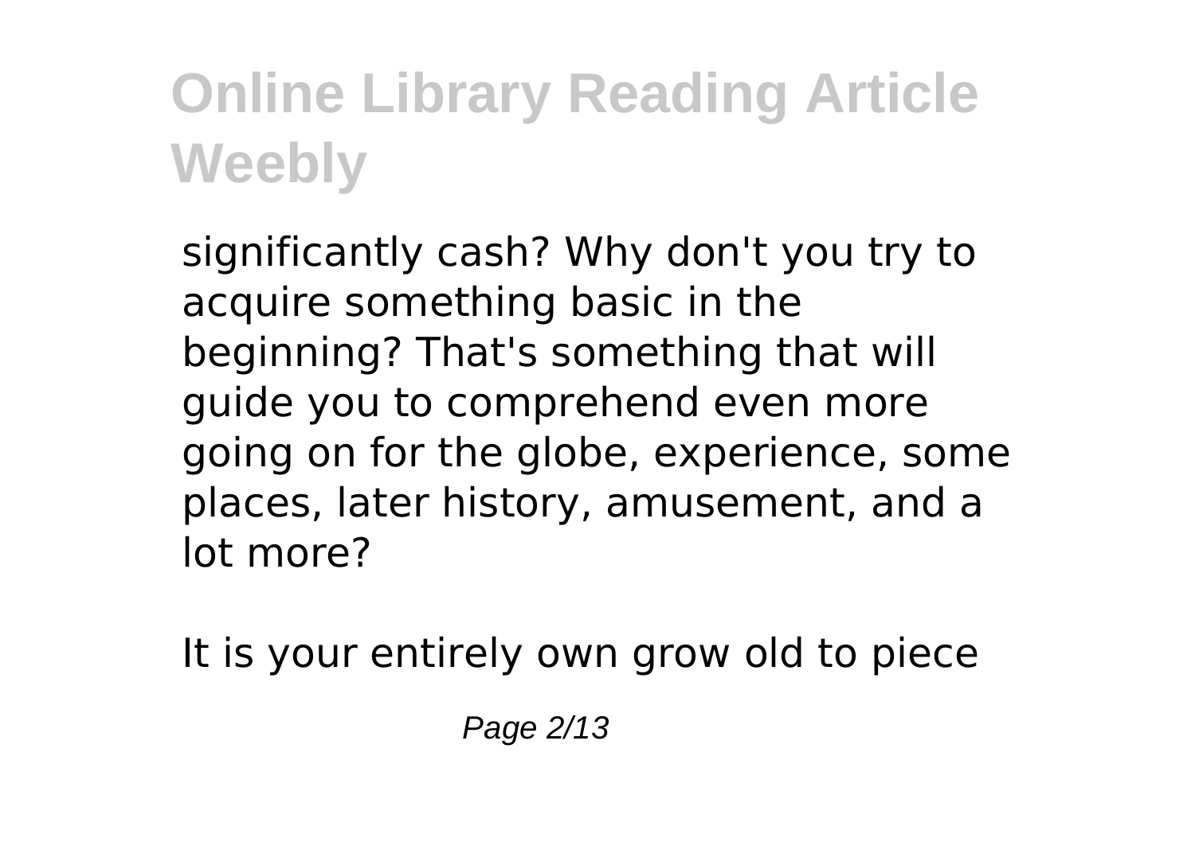significantly cash? Why don't you try to acquire something basic in the beginning? That's something that will guide you to comprehend even more going on for the globe, experience, some places, later history, amusement, and a lot more?

It is your entirely own grow old to piece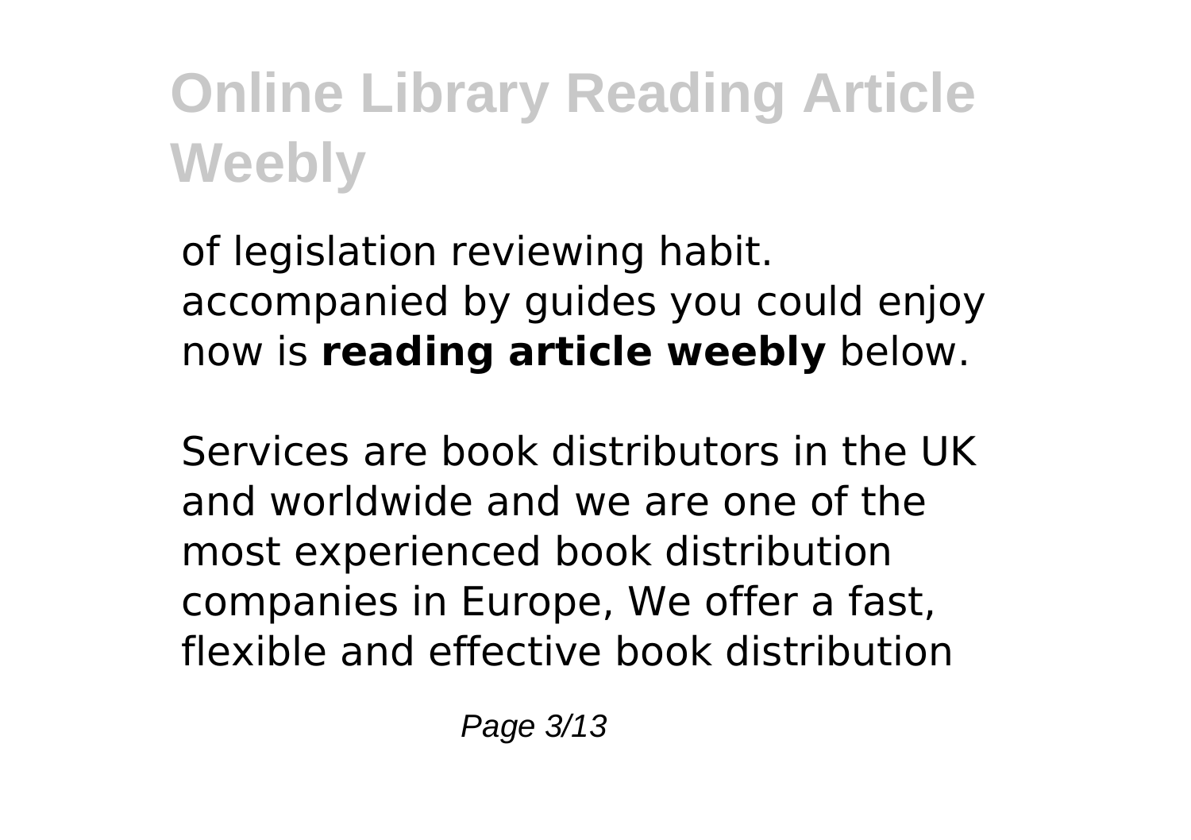of legislation reviewing habit. accompanied by guides you could enjoy now is **reading article weebly** below.

Services are book distributors in the UK and worldwide and we are one of the most experienced book distribution companies in Europe, We offer a fast, flexible and effective book distribution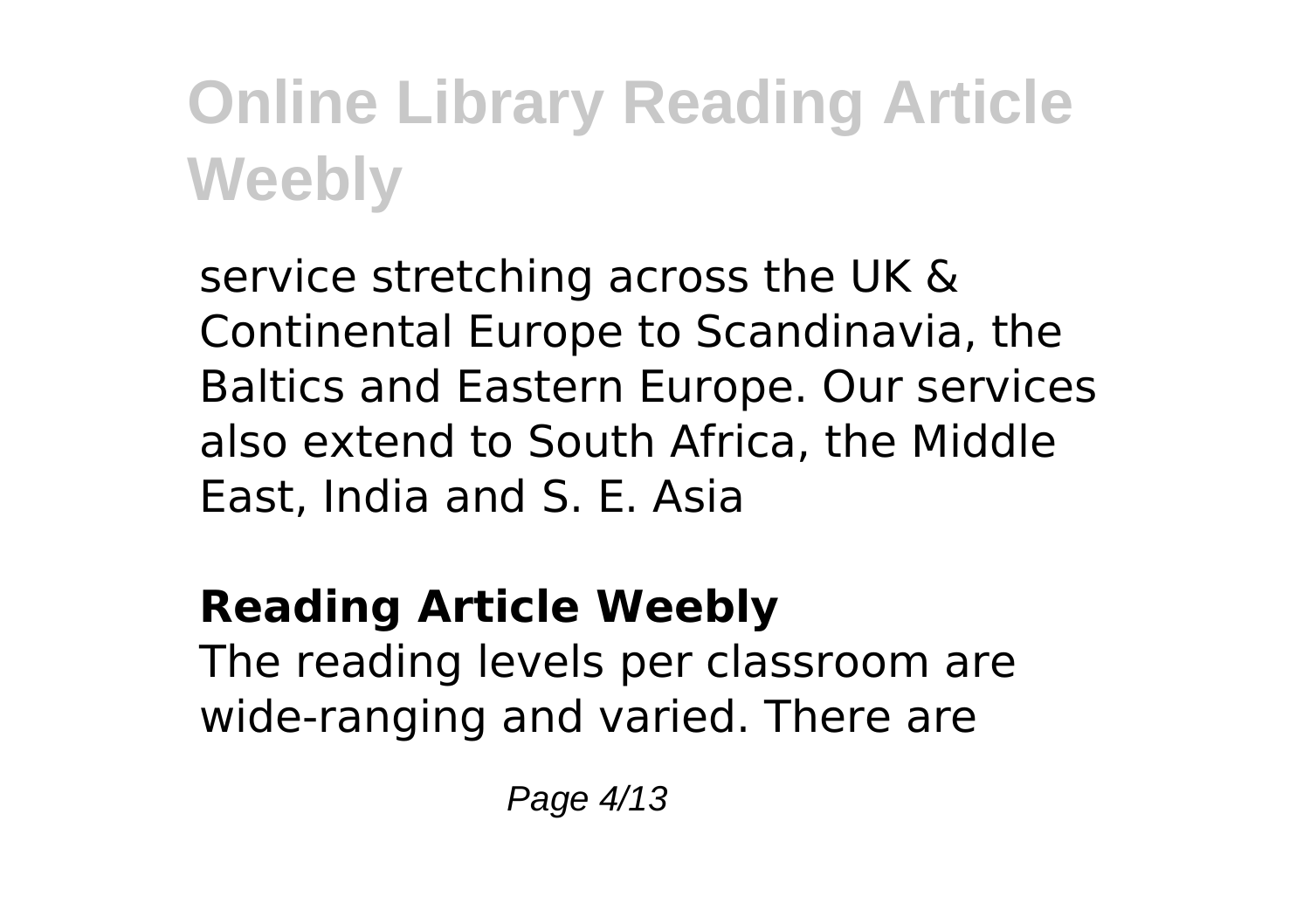service stretching across the UK & Continental Europe to Scandinavia, the Baltics and Eastern Europe. Our services also extend to South Africa, the Middle East, India and S. E. Asia

## Reading Article Weebly

The reading levels per classroom are wide-ranging and varied. There are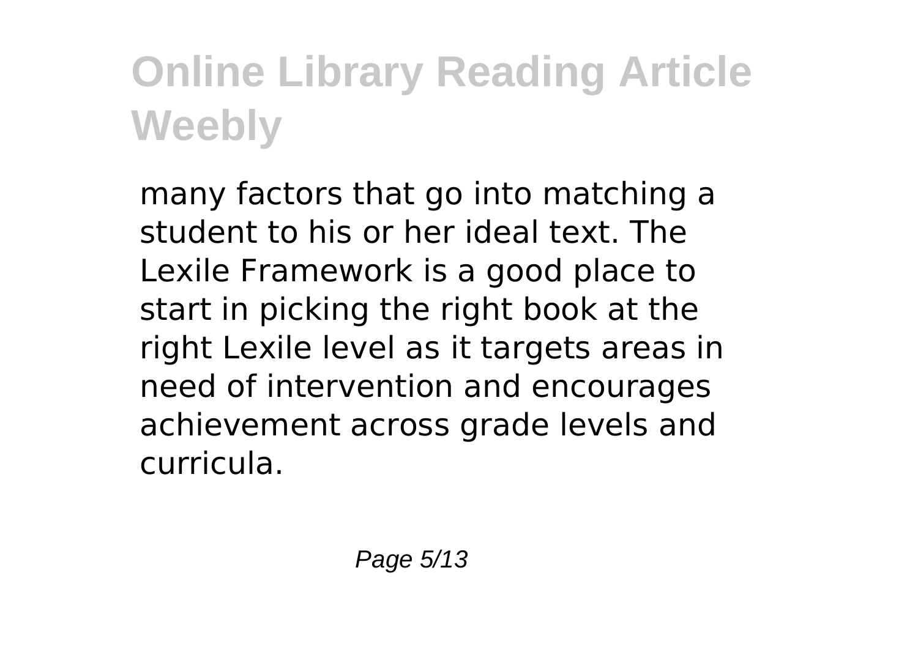many factors that go into matching a student to his or her ideal text. The Lexile Framework is a good place to start in picking the right book at the right Lexile level as it targets areas in need of intervention and encourages achievement across grade levels and curricula.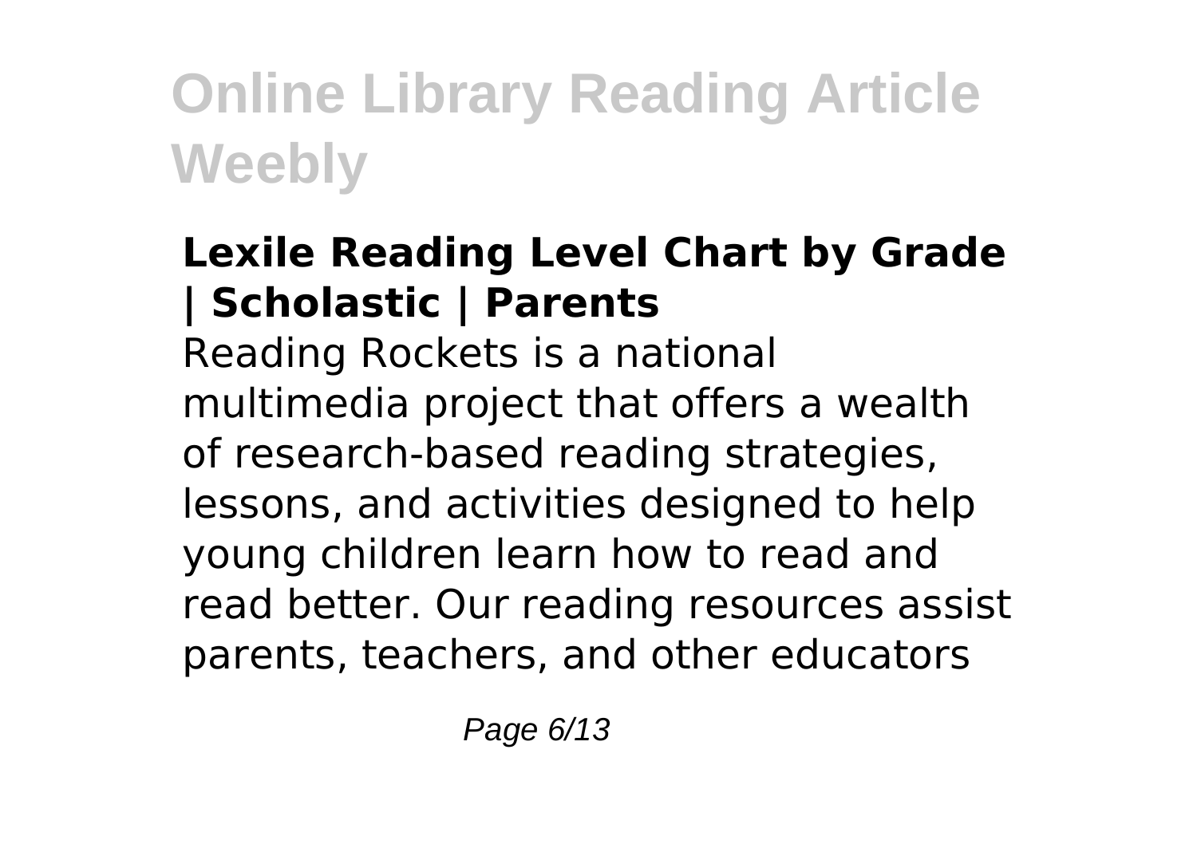### Lexile Reading Level Chart by Grade | Scholastic | Parents

Reading Rockets is a national multimedia project that offers a wealth of research-based reading strategies, lessons, and activities designed to help young children learn how to read and read better. Our reading resources assist parents, teachers, and other educators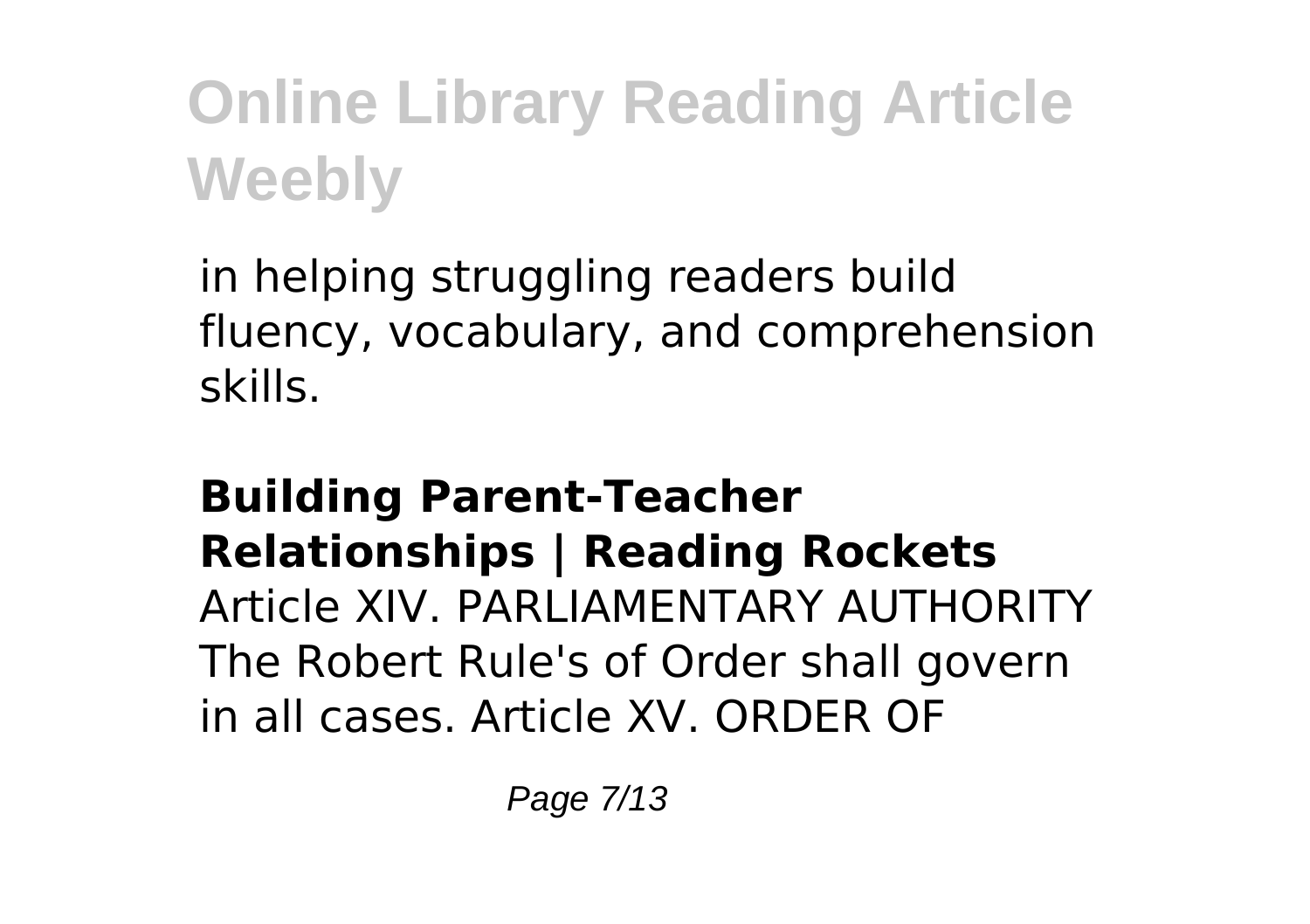in helping struggling readers build fluency, vocabulary, and comprehension skills.

**Building Parent-Teacher Relationships | Reading Rockets**

Article XIV. PARLIAMENTARY AUTHORITY The Robert Rule's of Order shall govern in all cases. Article XV. ORDER OF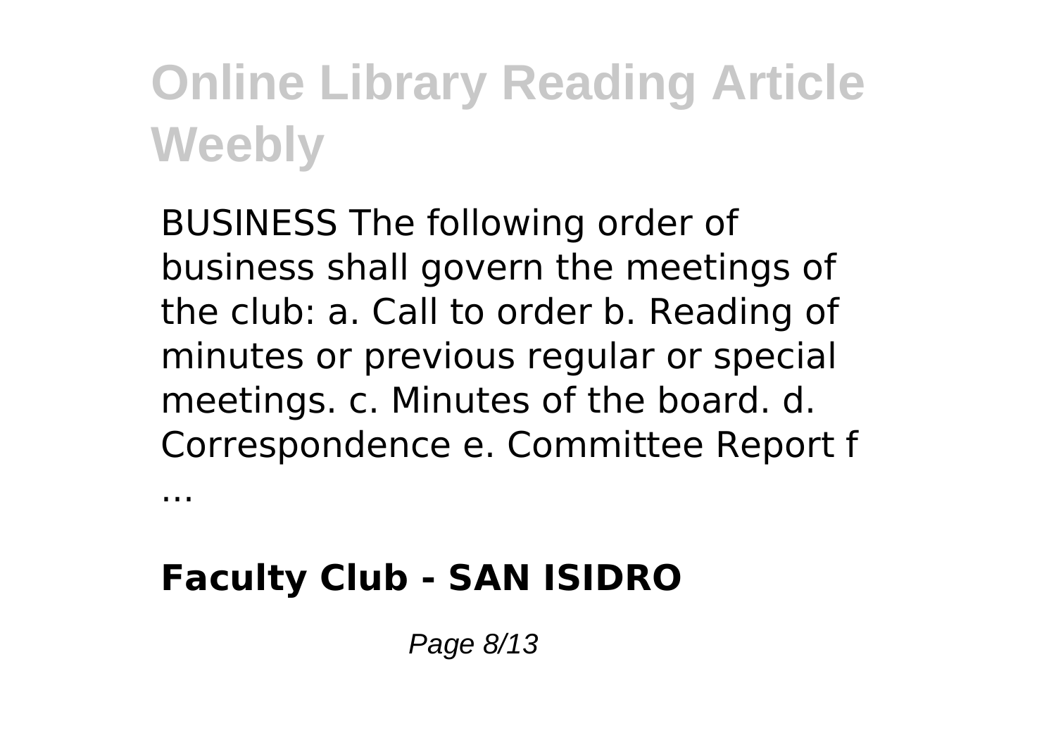BUSINESS The following order of business shall govern the meetings of the club: a. Call to order b. Reading of minutes or previous regular or special meetings. c. Minutes of the board. d. Correspondence e. Committee Report f ...

**Faculty Club - SAN ISIDRO**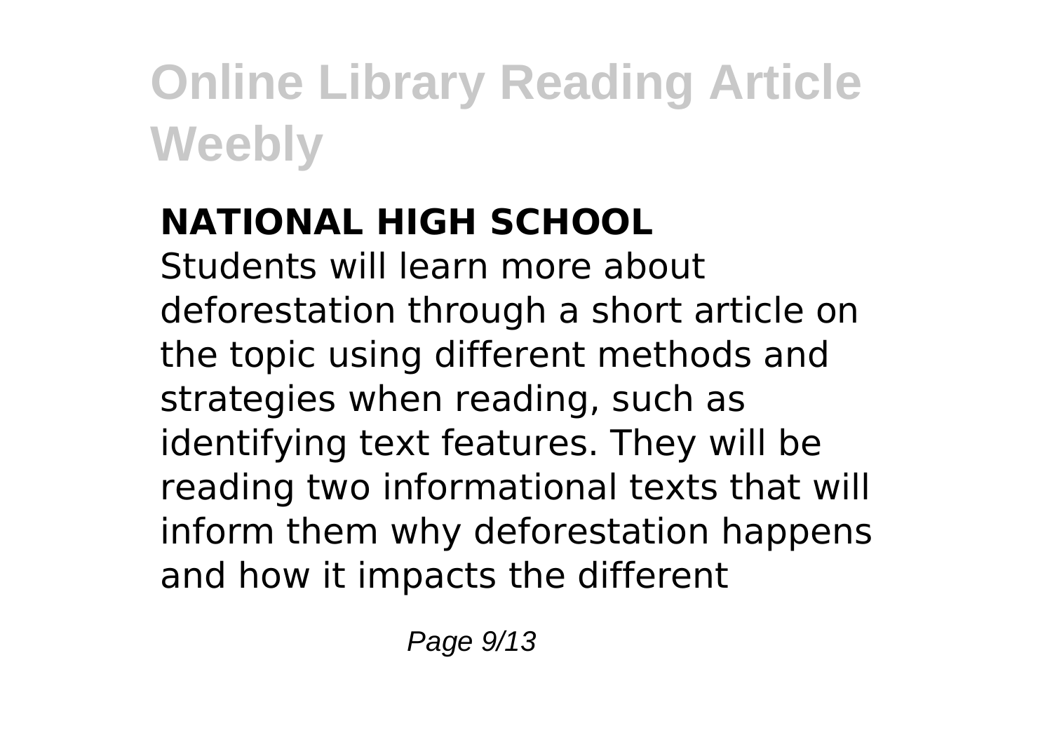**NATIONAL HIGH SCHOOL**

Students will learn more about deforestation through a short article on the topic using different methods and strategies when reading, such as identifying text features. They will be reading two informational texts that will inform them why deforestation happens and how it impacts the different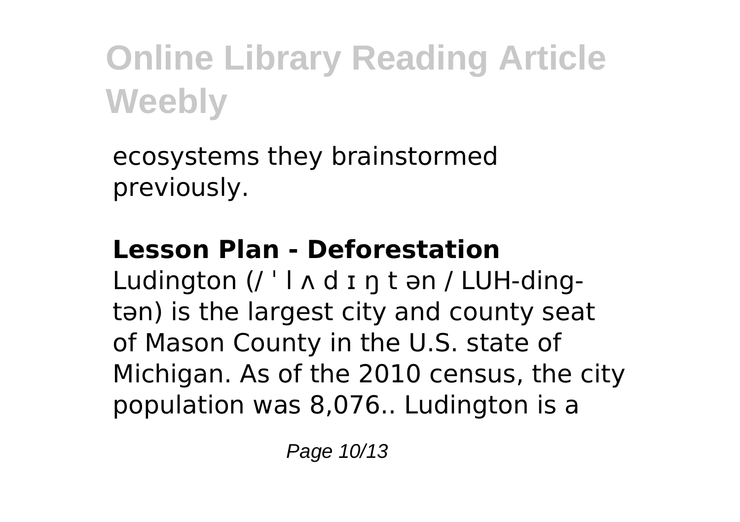ecosystems they brainstormed previously.

**Lesson Plan - Deforestation**

Ludington (/ ˈ l ʌ d ɪ ŋ t ən / LUH-ding-tən) is the largest city and county seat of Mason County in the U.S. state of Michigan. As of the 2010 census, the city population was 8,076.. Ludington is a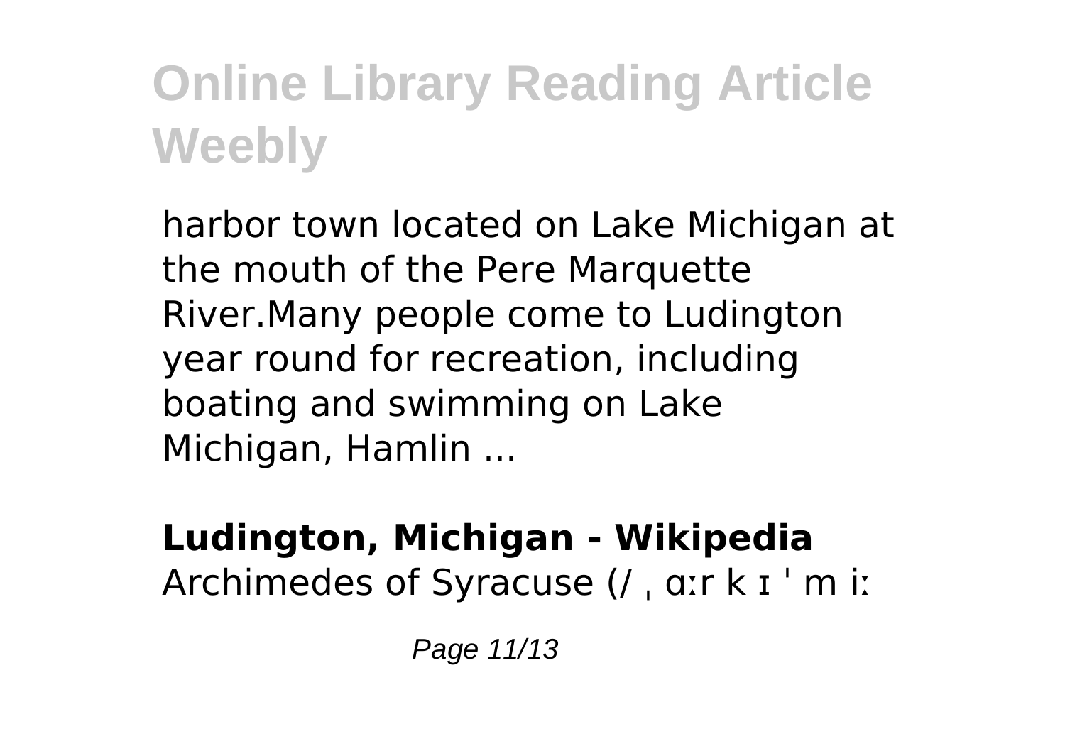harbor town located on Lake Michigan at the mouth of the Pere Marquette River.Many people come to Ludington year round for recreation, including boating and swimming on Lake Michigan, Hamlin ...

**Ludington, Michigan - Wikipedia**

Archimedes of Syracuse (/ ˌ ɑːr k ɪ ˈ m iː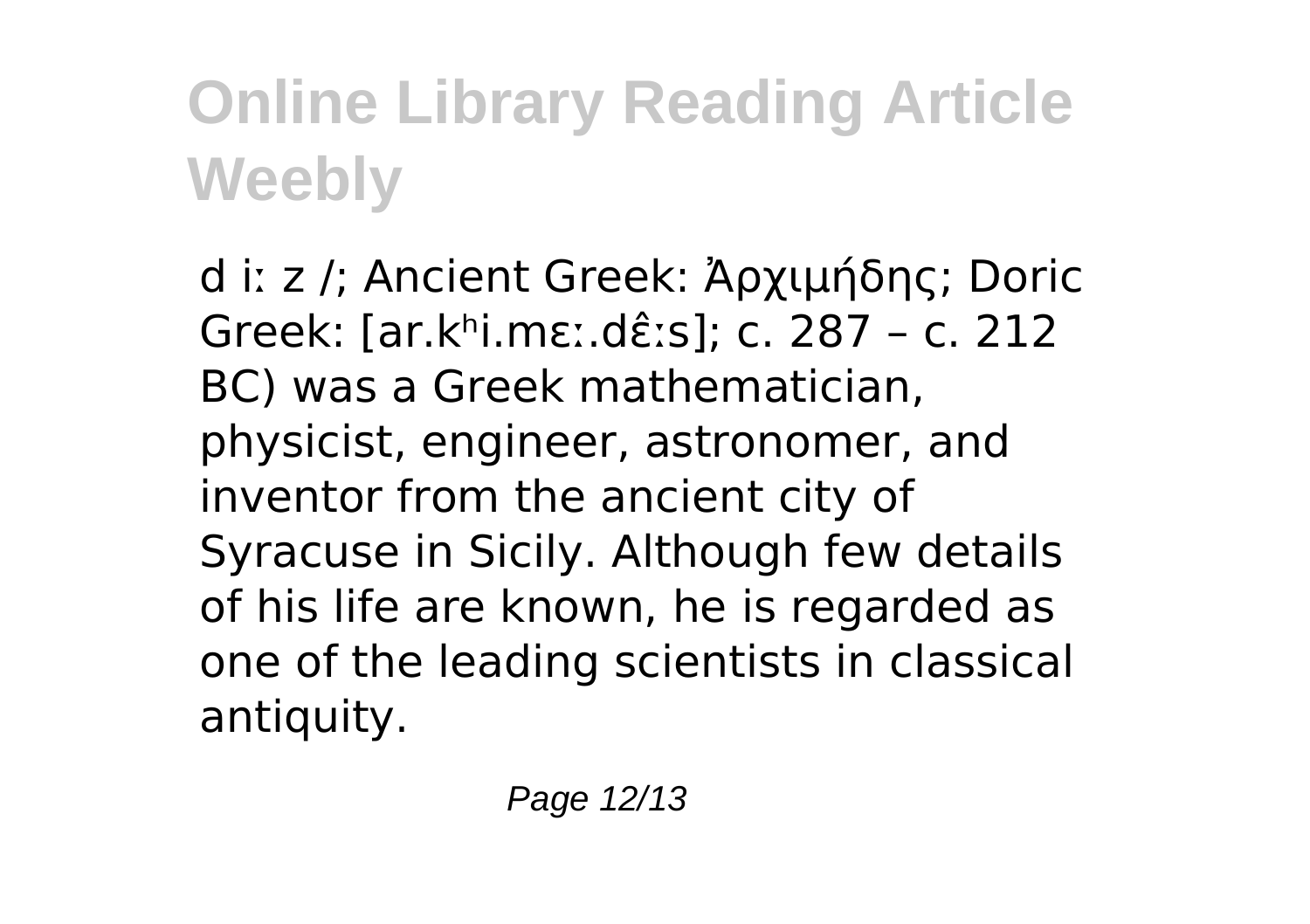d iː z /; Ancient Greek: Ἀρχιμήδης; Doric Greek: [ar.kʰi.mɛː.dɛ̂ːs]; c. 287 – c. 212 BC) was a Greek mathematician, physicist, engineer, astronomer, and inventor from the ancient city of Syracuse in Sicily. Although few details of his life are known, he is regarded as one of the leading scientists in classical antiquity.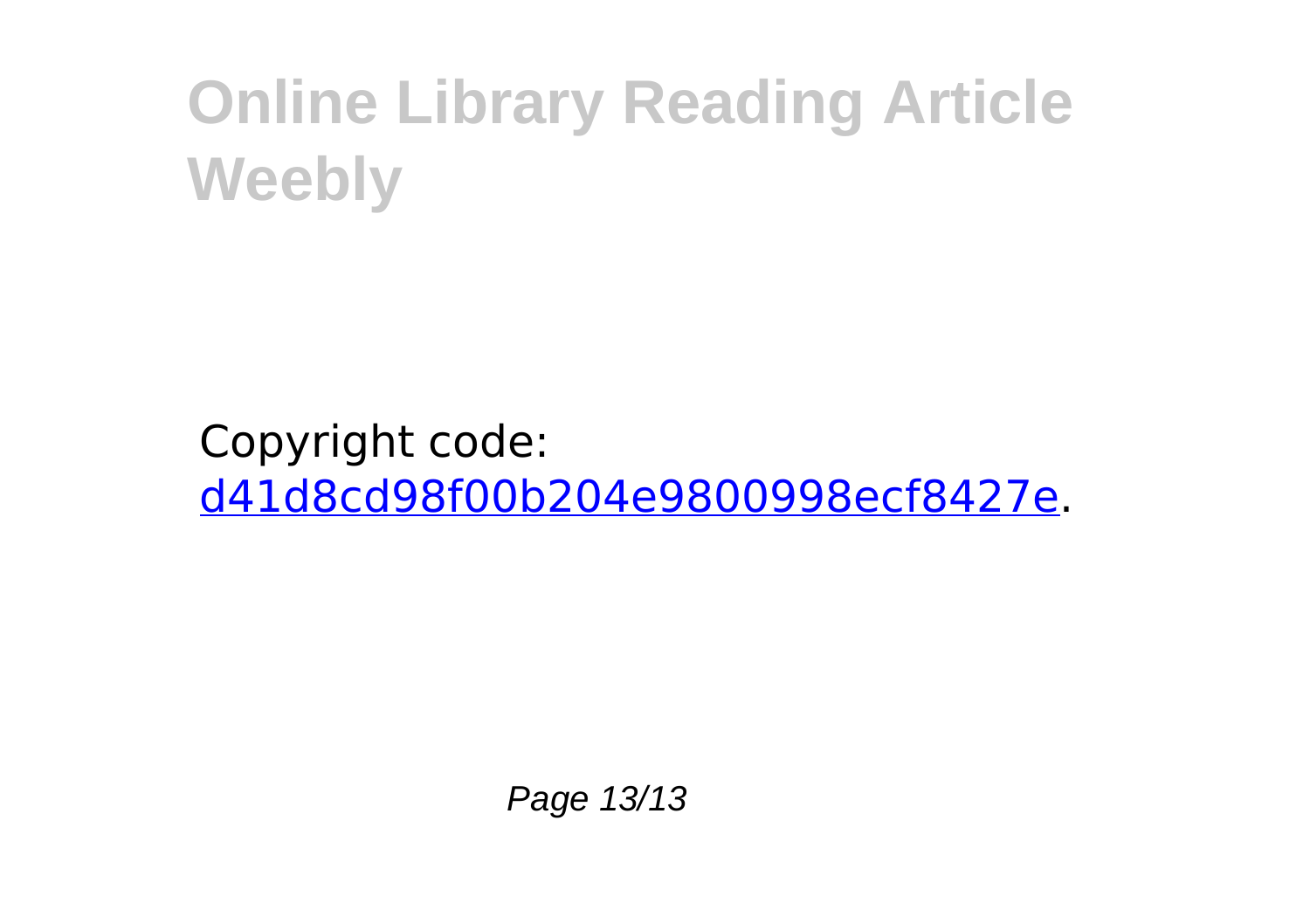Copyright code: d41d8cd98f00b204e9800998ecf8427e.